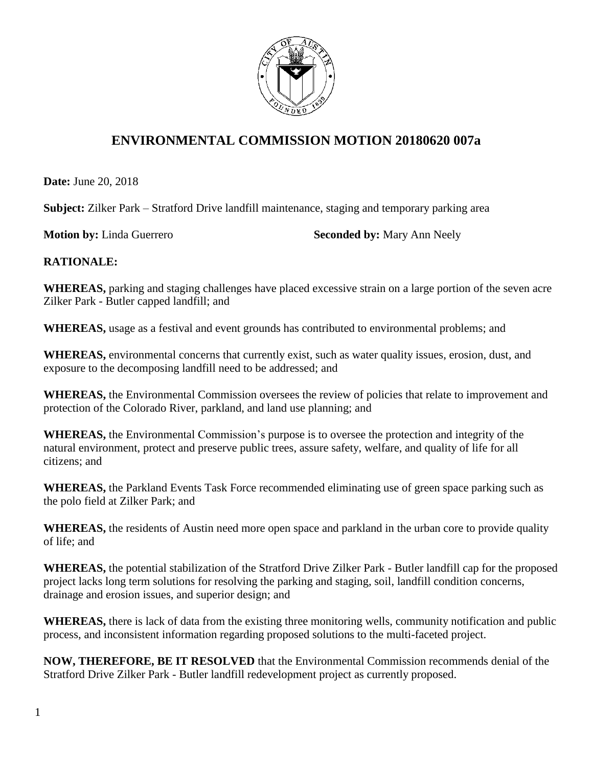# ENVIRONMENTAL COMMISSION MOTION 20180620 007a

**Date:** June 20, 2018

**Subject:** Zilker Park – Stratford Drive landfill maintenance, staging and temporary parking area

**Motion by:** Linda Guerrero **Seconded by:** Mary Ann Neely

**RATIONALE:**

**WHEREAS,** parking and staging challenges have placed excessive strain on a large portion of the seven acre Zilker Park - Butler capped landfill; and

**WHEREAS,** usage as a festival and event grounds has contributed to environmental problems; and

**WHEREAS,** environmental concerns that currently exist, such as water quality issues, erosion, dust, and exposure to the decomposing landfill need to be addressed; and

**WHEREAS,** the Environmental Commission oversees the review of policies that relate to improvement and protection of the Colorado River, parkland, and land use planning; and

**WHEREAS,** the Environmental Commission's purpose is to oversee the protection and integrity of the natural environment, protect and preserve public trees, assure safety, welfare, and quality of life for all citizens; and

**WHEREAS,** the Parkland Events Task Force recommended eliminating use of green space parking such as the polo field at Zilker Park; and

**WHEREAS,** the residents of Austin need more open space and parkland in the urban core to provide quality of life; and

**WHEREAS,** the potential stabilization of the Stratford Drive Zilker Park - Butler landfill cap for the proposed project lacks long term solutions for resolving the parking and staging, soil, landfill condition concerns, drainage and erosion issues, and superior design; and

**WHEREAS,** there is lack of data from the existing three monitoring wells, community notification and public process, and inconsistent information regarding proposed solutions to the multi-faceted project.

**NOW, THEREFORE, BE IT RESOLVED** that the Environmental Commission recommends denial of the Stratford Drive Zilker Park - Butler landfill redevelopment project as currently proposed.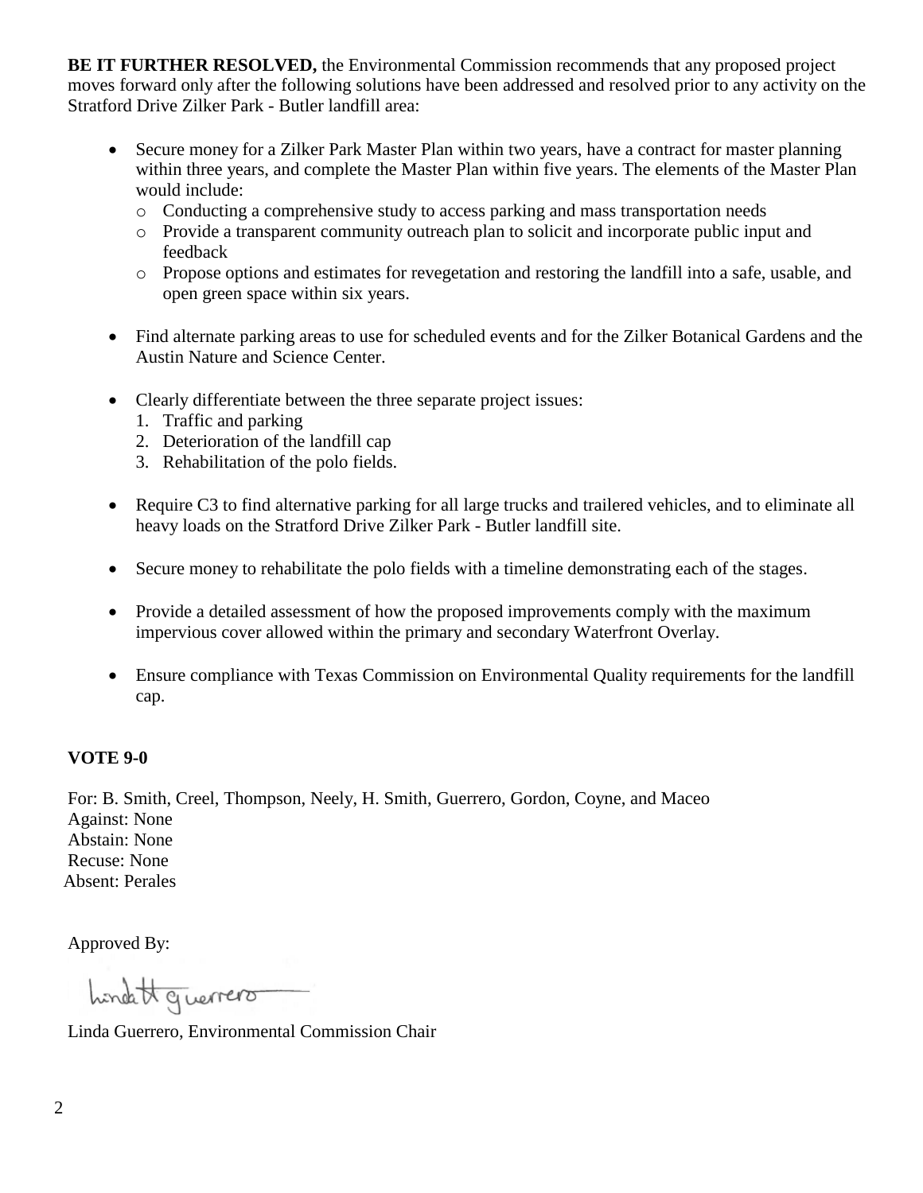**BE IT FURTHER RESOLVED,** the Environmental Commission recommends that any proposed project moves forward only after the following solutions have been addressed and resolved prior to any activity on the Stratford Drive Zilker Park - Butler landfill area:

- Secure money for a Zilker Park Master Plan within two years, have a contract for master planning within three years, and complete the Master Plan within five years. The elements of the Master Plan would include:
  - Conducting a comprehensive study to access parking and mass transportation needs
  - Provide a transparent community outreach plan to solicit and incorporate public input and feedback
  - Propose options and estimates for revegetation and restoring the landfill into a safe, usable, and open green space within six years.

- Find alternate parking areas to use for scheduled events and for the Zilker Botanical Gardens and the Austin Nature and Science Center.

- Clearly differentiate between the three separate project issues:
  1. Traffic and parking
  2. Deterioration of the landfill cap
  3. Rehabilitation of the polo fields.

- Require C3 to find alternative parking for all large trucks and trailered vehicles, and to eliminate all heavy loads on the Stratford Drive Zilker Park - Butler landfill site.

- Secure money to rehabilitate the polo fields with a timeline demonstrating each of the stages.

- Provide a detailed assessment of how the proposed improvements comply with the maximum impervious cover allowed within the primary and secondary Waterfront Overlay.

- Ensure compliance with Texas Commission on Environmental Quality requirements for the landfill cap.

**VOTE 9-0**

For: B. Smith, Creel, Thompson, Neely, H. Smith, Guerrero, Gordon, Coyne, and Maceo
Against: None
Abstain: None
Recuse: None
Absent: Perales

Approved By:

Linda H Guerrero

Linda Guerrero, Environmental Commission Chair